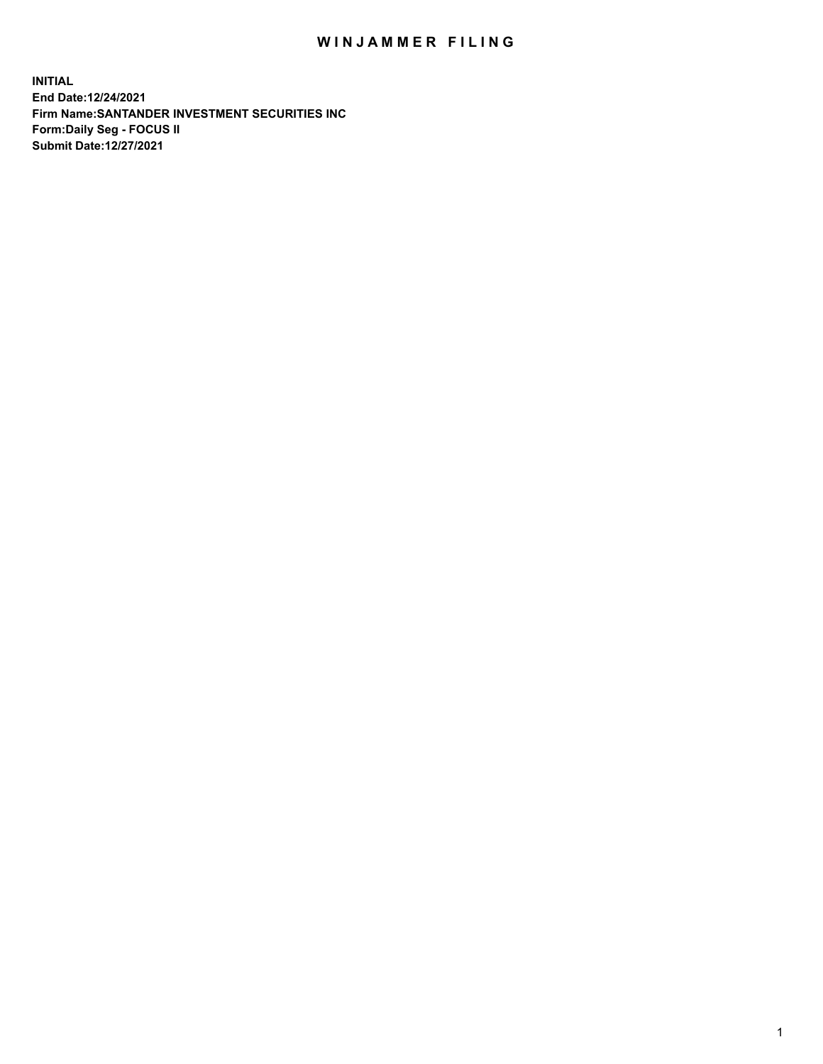# WINJAMMER FILING

**INITIAL**
**End Date:12/24/2021**
**Firm Name:SANTANDER INVESTMENT SECURITIES INC**
**Form:Daily Seg - FOCUS II**
**Submit Date:12/27/2021**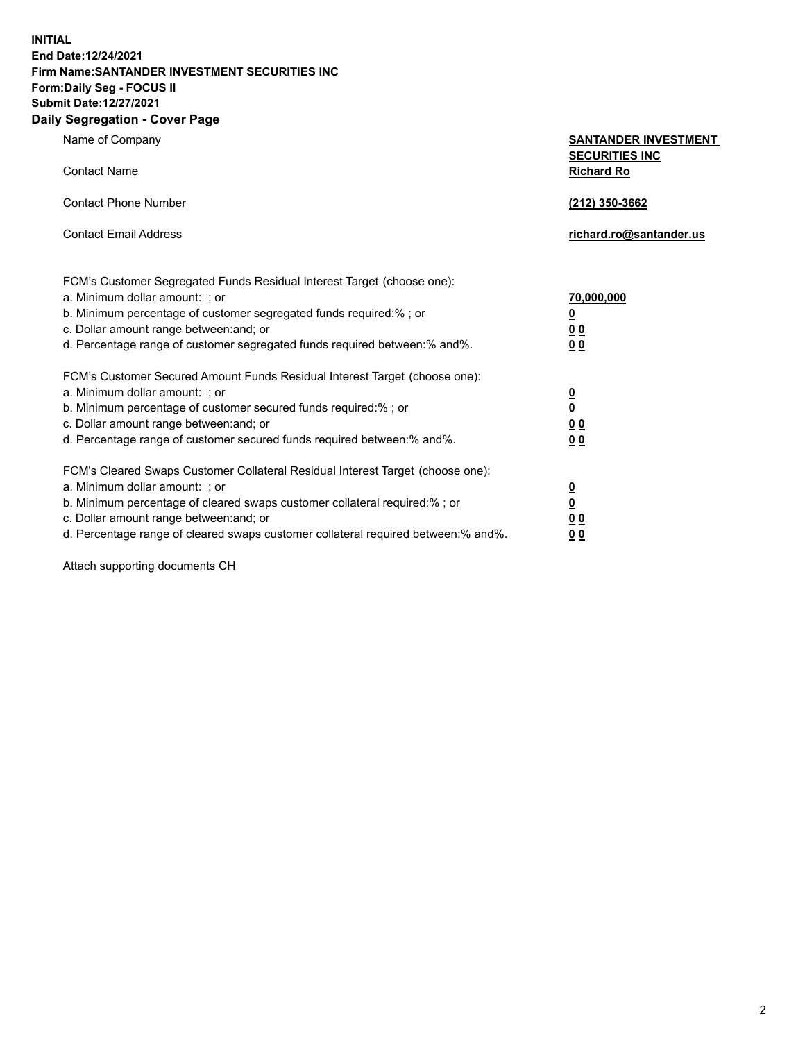**INITIAL**
**End Date:12/24/2021**
**Firm Name:SANTANDER INVESTMENT SECURITIES INC**
**Form:Daily Seg - FOCUS II**
**Submit Date:12/27/2021**

## Daily Segregation - Cover Page

| | |
|---|---|
| Name of Company | **SANTANDER INVESTMENT SECURITIES INC** |
| Contact Name | **Richard Ro** |
| Contact Phone Number | **(212) 350-3662** |
| Contact Email Address | **richard.ro@santander.us** |

| | |
|---|---|
| FCM's Customer Segregated Funds Residual Interest Target (choose one): | |
| a. Minimum dollar amount: ; or | **70,000,000** |
| b. Minimum percentage of customer segregated funds required:% ; or | **0** |
| c. Dollar amount range between:and; or | **0 0** |
| d. Percentage range of customer segregated funds required between:% and%. | **0 0** |
| FCM's Customer Secured Amount Funds Residual Interest Target (choose one): | |
| a. Minimum dollar amount: ; or | **0** |
| b. Minimum percentage of customer secured funds required:% ; or | **0** |
| c. Dollar amount range between:and; or | **0 0** |
| d. Percentage range of customer secured funds required between:% and%. | **0 0** |
| FCM's Cleared Swaps Customer Collateral Residual Interest Target (choose one): | |
| a. Minimum dollar amount: ; or | **0** |
| b. Minimum percentage of cleared swaps customer collateral required:% ; or | **0** |
| c. Dollar amount range between:and; or | **0 0** |
| d. Percentage range of cleared swaps customer collateral required between:% and%. | **0 0** |

Attach supporting documents CH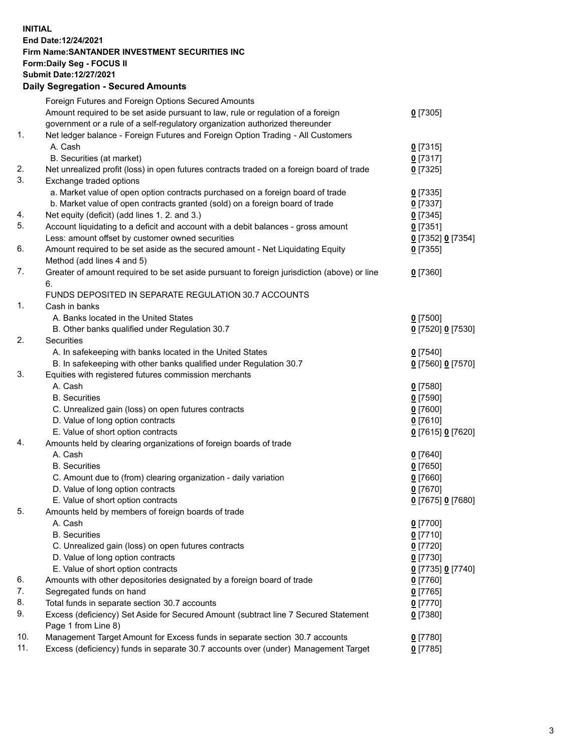**INITIAL**
**End Date:12/24/2021**
**Firm Name:SANTANDER INVESTMENT SECURITIES INC**
**Form:Daily Seg - FOCUS II**
**Submit Date:12/27/2021**

### Daily Segregation - Secured Amounts

| | | |
|---|---|---|
| | Foreign Futures and Foreign Options Secured Amounts | |
| | Amount required to be set aside pursuant to law, rule or regulation of a foreign government or a rule of a self-regulatory organization authorized thereunder | 0 [7305] |
| 1. | Net ledger balance - Foreign Futures and Foreign Option Trading - All Customers | |
| | A. Cash | 0 [7315] |
| | B. Securities (at market) | 0 [7317] |
| 2. | Net unrealized profit (loss) in open futures contracts traded on a foreign board of trade | 0 [7325] |
| 3. | Exchange traded options | |
| | a. Market value of open option contracts purchased on a foreign board of trade | 0 [7335] |
| | b. Market value of open contracts granted (sold) on a foreign board of trade | 0 [7337] |
| 4. | Net equity (deficit) (add lines 1. 2. and 3.) | 0 [7345] |
| 5. | Account liquidating to a deficit and account with a debit balances - gross amount | 0 [7351] |
| | Less: amount offset by customer owned securities | 0 [7352] 0 [7354] |
| 6. | Amount required to be set aside as the secured amount - Net Liquidating Equity Method (add lines 4 and 5) | 0 [7355] |
| 7. | Greater of amount required to be set aside pursuant to foreign jurisdiction (above) or line 6. | 0 [7360] |
| | FUNDS DEPOSITED IN SEPARATE REGULATION 30.7 ACCOUNTS | |
| 1. | Cash in banks | |
| | A. Banks located in the United States | 0 [7500] |
| | B. Other banks qualified under Regulation 30.7 | 0 [7520] 0 [7530] |
| 2. | Securities | |
| | A. In safekeeping with banks located in the United States | 0 [7540] |
| | B. In safekeeping with other banks qualified under Regulation 30.7 | 0 [7560] 0 [7570] |
| 3. | Equities with registered futures commission merchants | |
| | A. Cash | 0 [7580] |
| | B. Securities | 0 [7590] |
| | C. Unrealized gain (loss) on open futures contracts | 0 [7600] |
| | D. Value of long option contracts | 0 [7610] |
| | E. Value of short option contracts | 0 [7615] 0 [7620] |
| 4. | Amounts held by clearing organizations of foreign boards of trade | |
| | A. Cash | 0 [7640] |
| | B. Securities | 0 [7650] |
| | C. Amount due to (from) clearing organization - daily variation | 0 [7660] |
| | D. Value of long option contracts | 0 [7670] |
| | E. Value of short option contracts | 0 [7675] 0 [7680] |
| 5. | Amounts held by members of foreign boards of trade | |
| | A. Cash | 0 [7700] |
| | B. Securities | 0 [7710] |
| | C. Unrealized gain (loss) on open futures contracts | 0 [7720] |
| | D. Value of long option contracts | 0 [7730] |
| | E. Value of short option contracts | 0 [7735] 0 [7740] |
| 6. | Amounts with other depositories designated by a foreign board of trade | 0 [7760] |
| 7. | Segregated funds on hand | 0 [7765] |
| 8. | Total funds in separate section 30.7 accounts | 0 [7770] |
| 9. | Excess (deficiency) Set Aside for Secured Amount (subtract line 7 Secured Statement Page 1 from Line 8) | 0 [7380] |
| 10. | Management Target Amount for Excess funds in separate section 30.7 accounts | 0 [7780] |
| 11. | Excess (deficiency) funds in separate 30.7 accounts over (under) Management Target | 0 [7785] |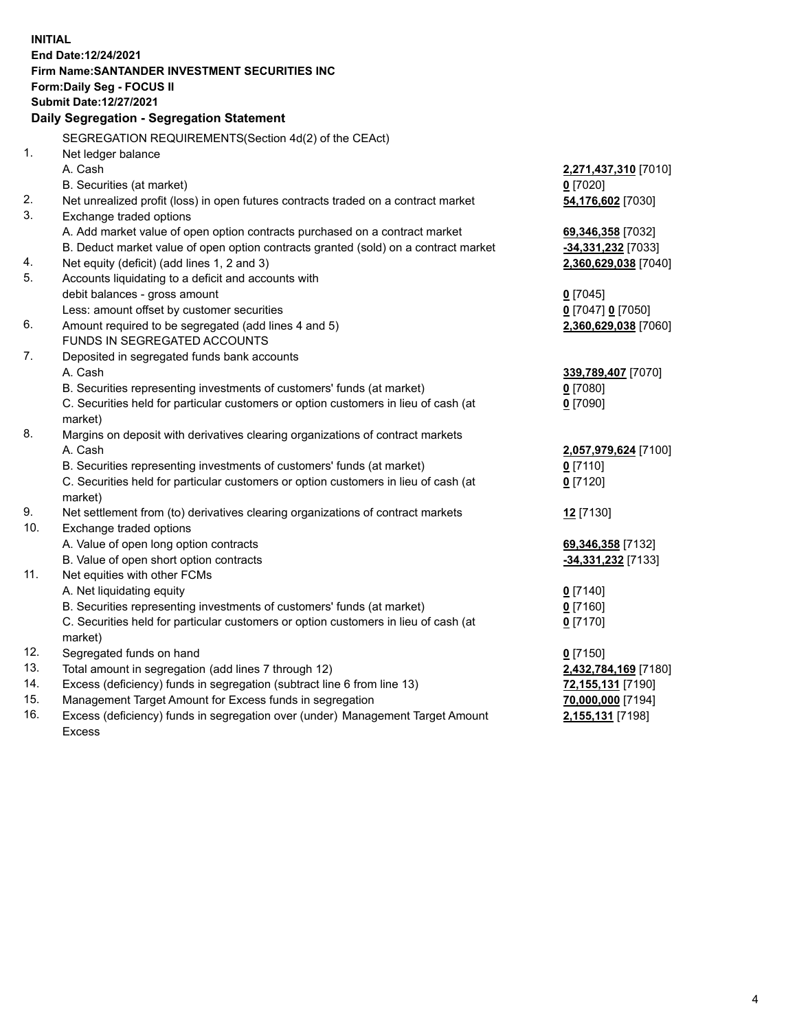**INITIAL**
**End Date:12/24/2021**
**Firm Name:SANTANDER INVESTMENT SECURITIES INC**
**Form:Daily Seg - FOCUS II**
**Submit Date:12/27/2021**

## Daily Segregation - Segregation Statement

SEGREGATION REQUIREMENTS(Section 4d(2) of the CEAct)

| | | |
|---|---|---|
| 1. | Net ledger balance | |
| | A. Cash | **2,271,437,310** [7010] |
| | B. Securities (at market) | **0** [7020] |
| 2. | Net unrealized profit (loss) in open futures contracts traded on a contract market | **54,176,602** [7030] |
| 3. | Exchange traded options | |
| | A. Add market value of open option contracts purchased on a contract market | **69,346,358** [7032] |
| | B. Deduct market value of open option contracts granted (sold) on a contract market | **-34,331,232** [7033] |
| 4. | Net equity (deficit) (add lines 1, 2 and 3) | **2,360,629,038** [7040] |
| 5. | Accounts liquidating to a deficit and accounts with debit balances - gross amount | **0** [7045] |
| | Less: amount offset by customer securities | **0** [7047] **0** [7050] |
| 6. | Amount required to be segregated (add lines 4 and 5) | **2,360,629,038** [7060] |
| | FUNDS IN SEGREGATED ACCOUNTS | |
| 7. | Deposited in segregated funds bank accounts | |
| | A. Cash | **339,789,407** [7070] |
| | B. Securities representing investments of customers' funds (at market) | **0** [7080] |
| | C. Securities held for particular customers or option customers in lieu of cash (at market) | **0** [7090] |
| 8. | Margins on deposit with derivatives clearing organizations of contract markets | |
| | A. Cash | **2,057,979,624** [7100] |
| | B. Securities representing investments of customers' funds (at market) | **0** [7110] |
| | C. Securities held for particular customers or option customers in lieu of cash (at market) | **0** [7120] |
| 9. | Net settlement from (to) derivatives clearing organizations of contract markets | **12** [7130] |
| 10. | Exchange traded options | |
| | A. Value of open long option contracts | **69,346,358** [7132] |
| | B. Value of open short option contracts | **-34,331,232** [7133] |
| 11. | Net equities with other FCMs | |
| | A. Net liquidating equity | **0** [7140] |
| | B. Securities representing investments of customers' funds (at market) | **0** [7160] |
| | C. Securities held for particular customers or option customers in lieu of cash (at market) | **0** [7170] |
| 12. | Segregated funds on hand | **0** [7150] |
| 13. | Total amount in segregation (add lines 7 through 12) | **2,432,784,169** [7180] |
| 14. | Excess (deficiency) funds in segregation (subtract line 6 from line 13) | **72,155,131** [7190] |
| 15. | Management Target Amount for Excess funds in segregation | **70,000,000** [7194] |
| 16. | Excess (deficiency) funds in segregation over (under) Management Target Amount Excess | **2,155,131** [7198] |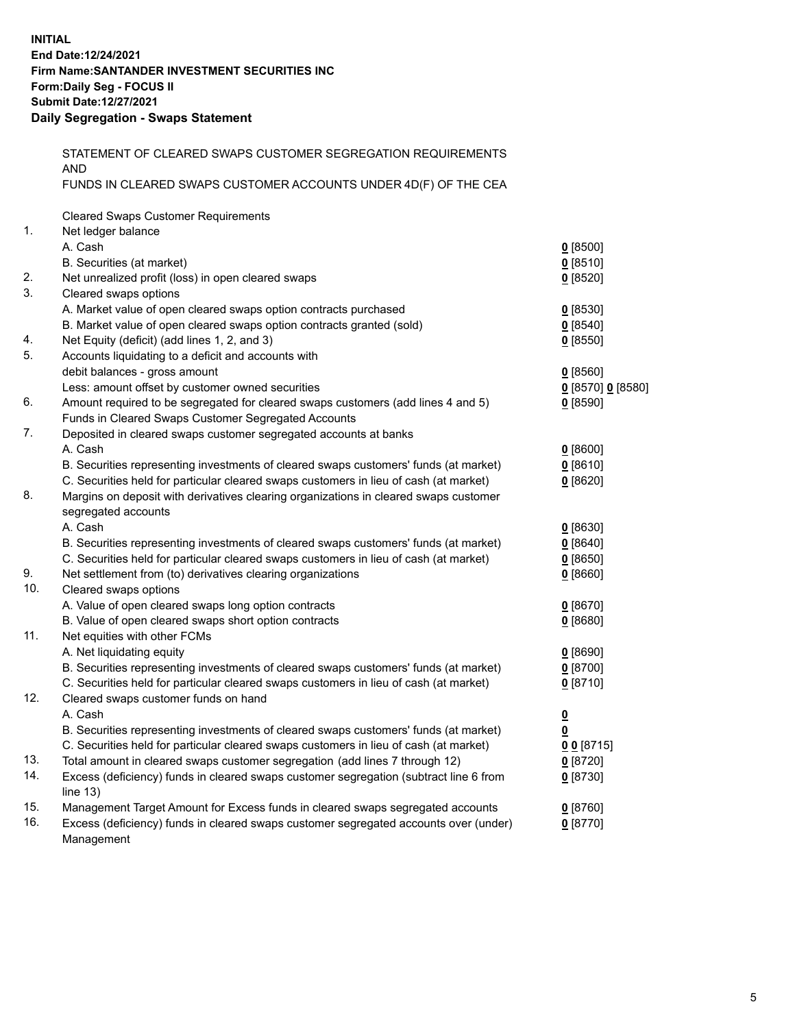**INITIAL**
**End Date:12/24/2021**
**Firm Name:SANTANDER INVESTMENT SECURITIES INC**
**Form:Daily Seg - FOCUS II**
**Submit Date:12/27/2021**
**Daily Segregation - Swaps Statement**

STATEMENT OF CLEARED SWAPS CUSTOMER SEGREGATION REQUIREMENTS AND FUNDS IN CLEARED SWAPS CUSTOMER ACCOUNTS UNDER 4D(F) OF THE CEA

| | | |
|---|---|---|
| | Cleared Swaps Customer Requirements | |
| 1. | Net ledger balance | |
| | A. Cash | 0 [8500] |
| | B. Securities (at market) | 0 [8510] |
| 2. | Net unrealized profit (loss) in open cleared swaps | 0 [8520] |
| 3. | Cleared swaps options | |
| | A. Market value of open cleared swaps option contracts purchased | 0 [8530] |
| | B. Market value of open cleared swaps option contracts granted (sold) | 0 [8540] |
| 4. | Net Equity (deficit) (add lines 1, 2, and 3) | 0 [8550] |
| 5. | Accounts liquidating to a deficit and accounts with debit balances - gross amount | 0 [8560] |
| | Less: amount offset by customer owned securities | 0 [8570] 0 [8580] |
| 6. | Amount required to be segregated for cleared swaps customers (add lines 4 and 5) | 0 [8590] |
| | Funds in Cleared Swaps Customer Segregated Accounts | |
| 7. | Deposited in cleared swaps customer segregated accounts at banks | |
| | A. Cash | 0 [8600] |
| | B. Securities representing investments of cleared swaps customers' funds (at market) | 0 [8610] |
| | C. Securities held for particular cleared swaps customers in lieu of cash (at market) | 0 [8620] |
| 8. | Margins on deposit with derivatives clearing organizations in cleared swaps customer segregated accounts | |
| | A. Cash | 0 [8630] |
| | B. Securities representing investments of cleared swaps customers' funds (at market) | 0 [8640] |
| | C. Securities held for particular cleared swaps customers in lieu of cash (at market) | 0 [8650] |
| 9. | Net settlement from (to) derivatives clearing organizations | 0 [8660] |
| 10. | Cleared swaps options | |
| | A. Value of open cleared swaps long option contracts | 0 [8670] |
| | B. Value of open cleared swaps short option contracts | 0 [8680] |
| 11. | Net equities with other FCMs | |
| | A. Net liquidating equity | 0 [8690] |
| | B. Securities representing investments of cleared swaps customers' funds (at market) | 0 [8700] |
| | C. Securities held for particular cleared swaps customers in lieu of cash (at market) | 0 [8710] |
| 12. | Cleared swaps customer funds on hand | |
| | A. Cash | 0 |
| | B. Securities representing investments of cleared swaps customers' funds (at market) | 0 |
| | C. Securities held for particular cleared swaps customers in lieu of cash (at market) | 0 0 [8715] |
| 13. | Total amount in cleared swaps customer segregation (add lines 7 through 12) | 0 [8720] |
| 14. | Excess (deficiency) funds in cleared swaps customer segregation (subtract line 6 from line 13) | 0 [8730] |
| 15. | Management Target Amount for Excess funds in cleared swaps segregated accounts | 0 [8760] |
| 16. | Excess (deficiency) funds in cleared swaps customer segregated accounts over (under) Management | 0 [8770] |